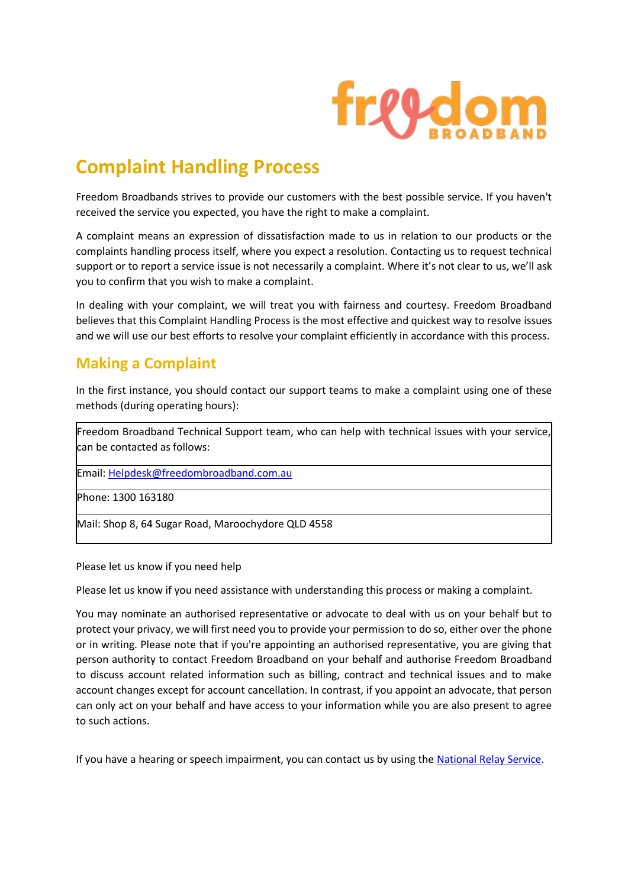# Complaint Handling Process

Freedom Broadbands strives to provide our customers with the best possible service. If you haven't received the service you expected, you have the right to make a complaint.

A complaint means an expression of dissatisfaction made to us in relation to our products or the complaints handling process itself, where you expect a resolution. Contacting us to request technical support or to report a service issue is not necessarily a complaint. Where it's not clear to us, we'll ask you to confirm that you wish to make a complaint.

In dealing with your complaint, we will treat you with fairness and courtesy. Freedom Broadband believes that this Complaint Handling Process is the most effective and quickest way to resolve issues and we will use our best efforts to resolve your complaint efficiently in accordance with this process.

## Making a Complaint

In the first instance, you should contact our support teams to make a complaint using one of these methods (during operating hours):

| Freedom Broadband Technical Support team, who can help with technical issues with your service, can be contacted as follows: |
|---|
| Email: Helpdesk@freedombroadband.com.au |
| Phone: 1300 163180 |
| Mail: Shop 8, 64 Sugar Road, Maroochydore QLD 4558 |

Please let us know if you need help

Please let us know if you need assistance with understanding this process or making a complaint.

You may nominate an authorised representative or advocate to deal with us on your behalf but to protect your privacy, we will first need you to provide your permission to do so, either over the phone or in writing. Please note that if you're appointing an authorised representative, you are giving that person authority to contact Freedom Broadband on your behalf and authorise Freedom Broadband to discuss account related information such as billing, contract and technical issues and to make account changes except for account cancellation. In contrast, if you appoint an advocate, that person can only act on your behalf and have access to your information while you are also present to agree to such actions.

If you have a hearing or speech impairment, you can contact us by using the National Relay Service.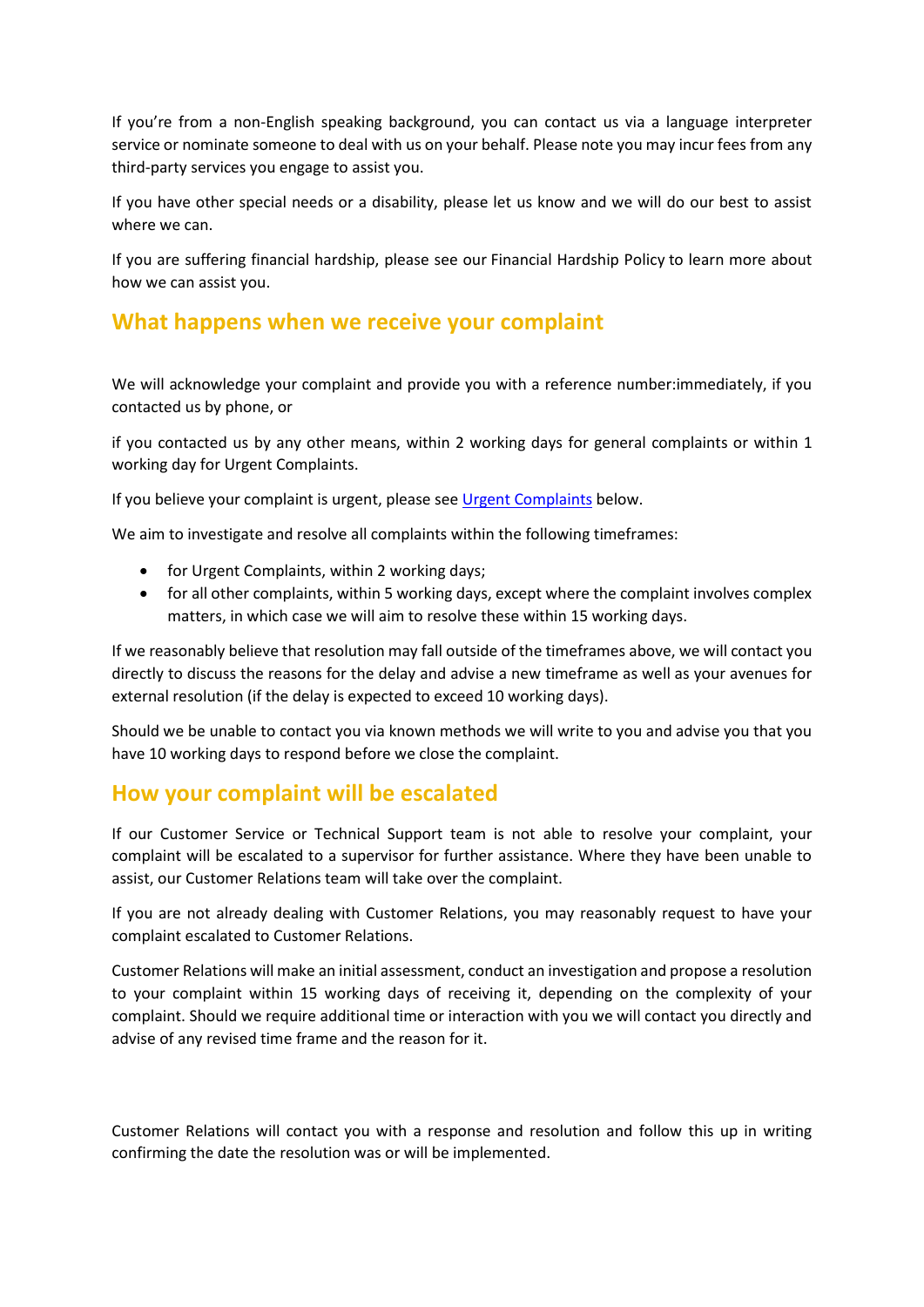If you're from a non-English speaking background, you can contact us via a language interpreter service or nominate someone to deal with us on your behalf. Please note you may incur fees from any third-party services you engage to assist you.

If you have other special needs or a disability, please let us know and we will do our best to assist where we can.

If you are suffering financial hardship, please see our Financial Hardship Policy to learn more about how we can assist you.

## What happens when we receive your complaint

We will acknowledge your complaint and provide you with a reference number:immediately, if you contacted us by phone, or

if you contacted us by any other means, within 2 working days for general complaints or within 1 working day for Urgent Complaints.

If you believe your complaint is urgent, please see [Urgent Complaints](#) below.

We aim to investigate and resolve all complaints within the following timeframes:

- for Urgent Complaints, within 2 working days;
- for all other complaints, within 5 working days, except where the complaint involves complex matters, in which case we will aim to resolve these within 15 working days.

If we reasonably believe that resolution may fall outside of the timeframes above, we will contact you directly to discuss the reasons for the delay and advise a new timeframe as well as your avenues for external resolution (if the delay is expected to exceed 10 working days).

Should we be unable to contact you via known methods we will write to you and advise you that you have 10 working days to respond before we close the complaint.

## How your complaint will be escalated

If our Customer Service or Technical Support team is not able to resolve your complaint, your complaint will be escalated to a supervisor for further assistance. Where they have been unable to assist, our Customer Relations team will take over the complaint.

If you are not already dealing with Customer Relations, you may reasonably request to have your complaint escalated to Customer Relations.

Customer Relations will make an initial assessment, conduct an investigation and propose a resolution to your complaint within 15 working days of receiving it, depending on the complexity of your complaint. Should we require additional time or interaction with you we will contact you directly and advise of any revised time frame and the reason for it.

Customer Relations will contact you with a response and resolution and follow this up in writing confirming the date the resolution was or will be implemented.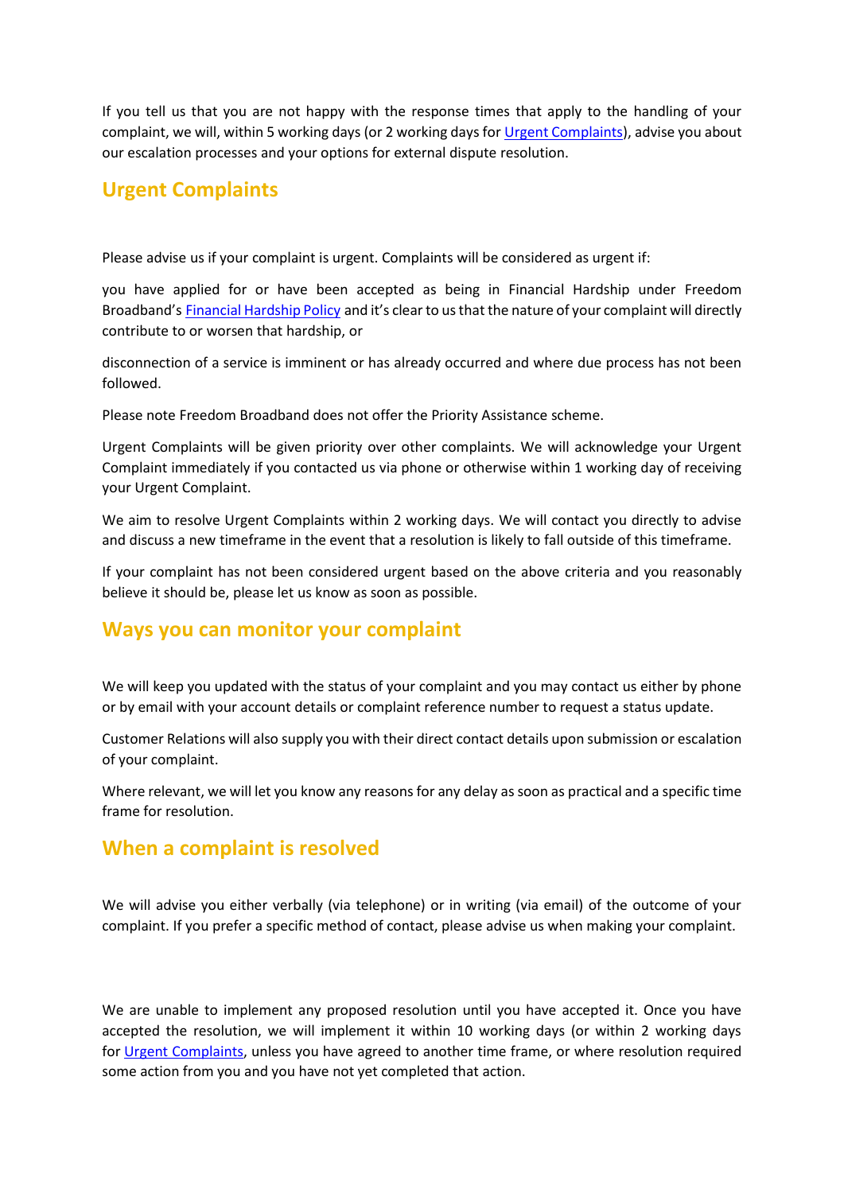If you tell us that you are not happy with the response times that apply to the handling of your complaint, we will, within 5 working days (or 2 working days for Urgent Complaints), advise you about our escalation processes and your options for external dispute resolution.

## Urgent Complaints

Please advise us if your complaint is urgent. Complaints will be considered as urgent if:

you have applied for or have been accepted as being in Financial Hardship under Freedom Broadband's Financial Hardship Policy and it's clear to us that the nature of your complaint will directly contribute to or worsen that hardship, or

disconnection of a service is imminent or has already occurred and where due process has not been followed.

Please note Freedom Broadband does not offer the Priority Assistance scheme.

Urgent Complaints will be given priority over other complaints. We will acknowledge your Urgent Complaint immediately if you contacted us via phone or otherwise within 1 working day of receiving your Urgent Complaint.

We aim to resolve Urgent Complaints within 2 working days. We will contact you directly to advise and discuss a new timeframe in the event that a resolution is likely to fall outside of this timeframe.

If your complaint has not been considered urgent based on the above criteria and you reasonably believe it should be, please let us know as soon as possible.

## Ways you can monitor your complaint

We will keep you updated with the status of your complaint and you may contact us either by phone or by email with your account details or complaint reference number to request a status update.

Customer Relations will also supply you with their direct contact details upon submission or escalation of your complaint.

Where relevant, we will let you know any reasons for any delay as soon as practical and a specific time frame for resolution.

## When a complaint is resolved

We will advise you either verbally (via telephone) or in writing (via email) of the outcome of your complaint. If you prefer a specific method of contact, please advise us when making your complaint.

We are unable to implement any proposed resolution until you have accepted it. Once you have accepted the resolution, we will implement it within 10 working days (or within 2 working days for Urgent Complaints, unless you have agreed to another time frame, or where resolution required some action from you and you have not yet completed that action.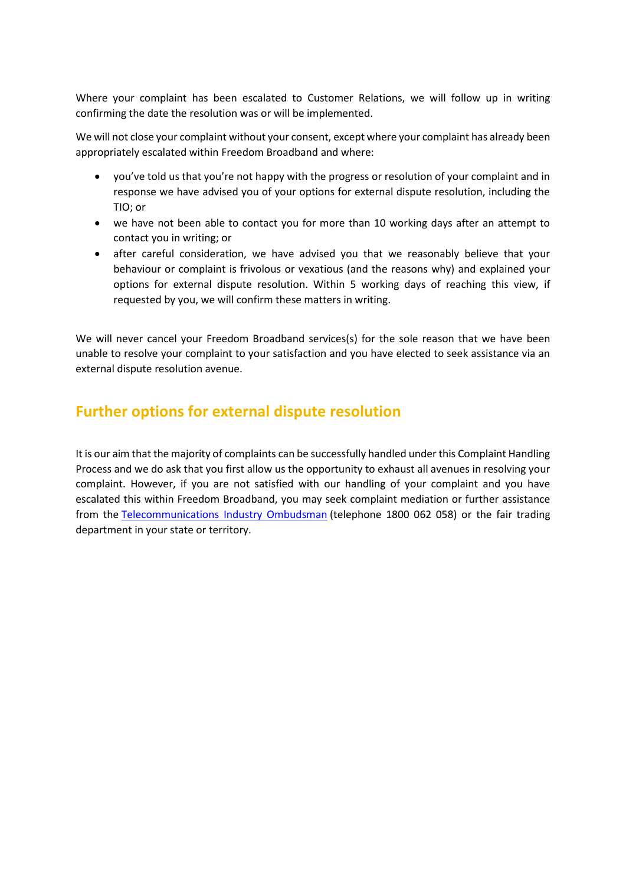Where your complaint has been escalated to Customer Relations, we will follow up in writing confirming the date the resolution was or will be implemented.

We will not close your complaint without your consent, except where your complaint has already been appropriately escalated within Freedom Broadband and where:

- you've told us that you're not happy with the progress or resolution of your complaint and in response we have advised you of your options for external dispute resolution, including the TIO; or
- we have not been able to contact you for more than 10 working days after an attempt to contact you in writing; or
- after careful consideration, we have advised you that we reasonably believe that your behaviour or complaint is frivolous or vexatious (and the reasons why) and explained your options for external dispute resolution. Within 5 working days of reaching this view, if requested by you, we will confirm these matters in writing.

We will never cancel your Freedom Broadband services(s) for the sole reason that we have been unable to resolve your complaint to your satisfaction and you have elected to seek assistance via an external dispute resolution avenue.

## Further options for external dispute resolution

It is our aim that the majority of complaints can be successfully handled under this Complaint Handling Process and we do ask that you first allow us the opportunity to exhaust all avenues in resolving your complaint. However, if you are not satisfied with our handling of your complaint and you have escalated this within Freedom Broadband, you may seek complaint mediation or further assistance from the Telecommunications Industry Ombudsman (telephone 1800 062 058) or the fair trading department in your state or territory.